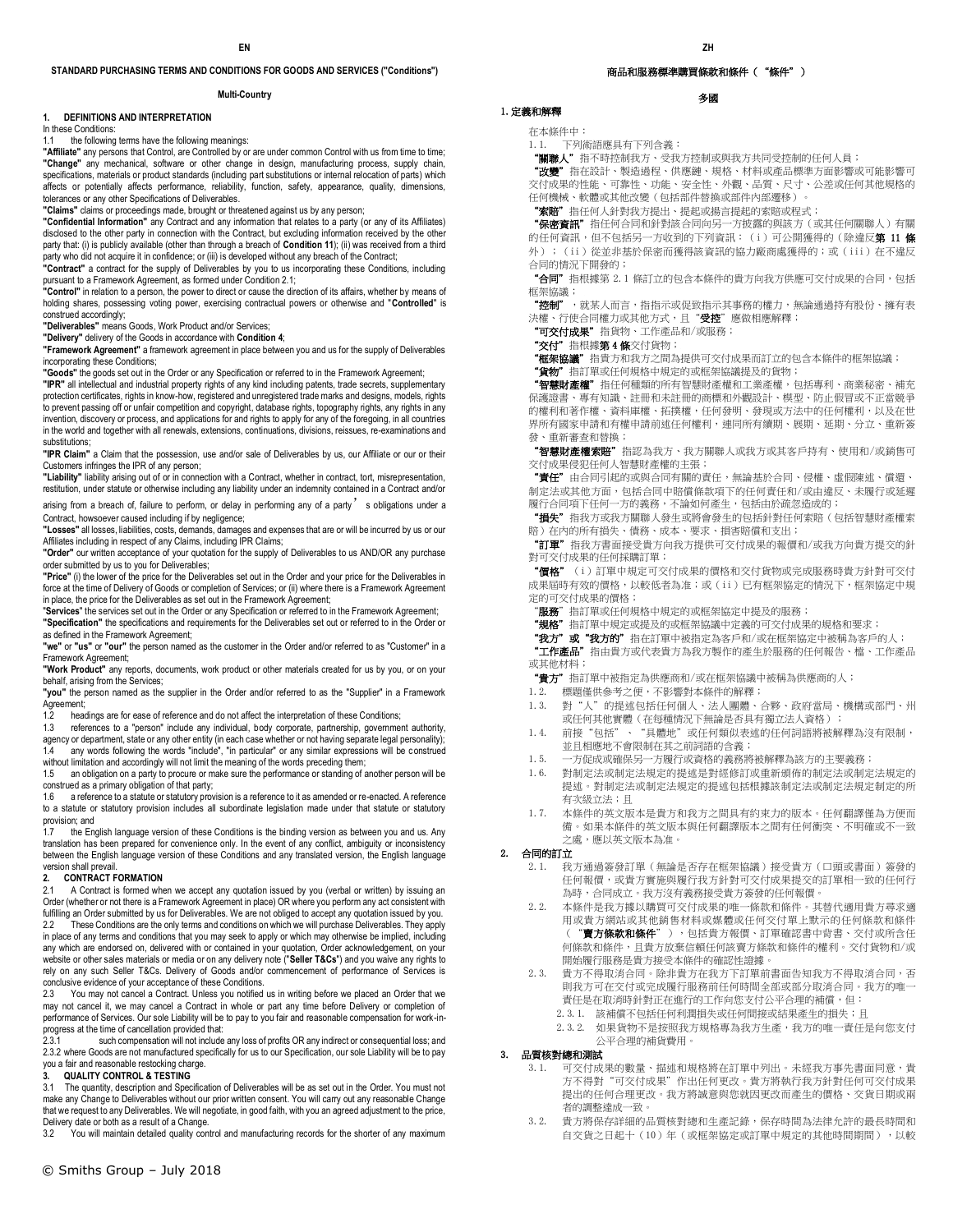# EN

## STANDARD PURCHASING TERMS AND CONDITIONS FOR GOODS AND SERVICES ("Conditions")

**Multi-Country**

### 1. DEFINITIONS AND INTERPRETATION

In these Conditions:

1.1 the following terms have the following meanings:

**"Affiliate"** any persons that Control, are Controlled by or are under common Control with us from time to time;

**"Change"** any mechanical, software or other change in design, manufacturing process, supply chain, specifications, materials or product standards (including part substitutions or internal relocation of parts) which affects or potentially affects performance, reliability, function, safety, appearance, quality, dimensions, tolerances or any other Specifications of Deliverables.

**"Claims"** claims or proceedings made, brought or threatened against us by any person;

**"Confidential Information"** any Contract and any information that relates to a party (or any of its Affiliates) disclosed to the other party in connection with the Contract, but excluding information received by the other party that: (i) is publicly available (other than through a breach of **Condition 11**); (ii) was received from a third party who did not acquire it in confidence; or (iii) is developed without any breach of the Contract;

**"Contract"** a contract for the supply of Deliverables by you to us incorporating these Conditions, including pursuant to a Framework Agreement, as formed under Condition 2.1;

**"Control"** in relation to a person, the power to direct or cause the direction of its affairs, whether by means of holding shares, possessing voting power, exercising contractual powers or otherwise and "**Controlled**" is construed accordingly;

**"Deliverables"** means Goods, Work Product and/or Services;

**"Delivery"** delivery of the Goods in accordance with **Condition 4**;

**"Framework Agreement"** a framework agreement in place between you and us for the supply of Deliverables incorporating these Conditions;

**"Goods"** the goods set out in the Order or any Specification or referred to in the Framework Agreement;

**"IPR"** all intellectual and industrial property rights of any kind including patents, trade secrets, supplementary protection certificates, rights in know-how, registered and unregistered trade marks and designs, models, rights to prevent passing off or unfair competition and copyright, database rights, topography rights, any rights in any invention, discovery or process, and applications for and rights to apply for any of the foregoing, in all countries in the world and together with all renewals, extensions, continuations, divisions, reissues, re-examinations and substitutions;

**"IPR Claim"** a Claim that the possession, use and/or sale of Deliverables by us, our Affiliate or our or their Customers infringes the IPR of any person;

**"Liability"** liability arising out of or in connection with a Contract, whether in contract, tort, misrepresentation, restitution, under statute or otherwise including any liability under an indemnity contained in a Contract and/or arising from a breach of, failure to perform, or delay in performing any of a party's obligations under a Contract, howsoever caused including if by negligence;

**"Losses"** all losses, liabilities, costs, demands, damages and expenses that are or will be incurred by us or our Affiliates including in respect of any Claims, including IPR Claims;

**"Order"** our written acceptance of your quotation for the supply of Deliverables to us AND/OR any purchase order submitted by us to you for Deliverables;

**"Price"** (i) the lower of the price for the Deliverables set out in the Order and your price for the Deliverables in force at the time of Delivery of Goods or completion of Services; or (ii) where there is a Framework Agreement in place, the price for the Deliverables as set out in the Framework Agreement;

**"Services"** the services set out in the Order or any Specification or referred to in the Framework Agreement;

**"Specification"** the specifications and requirements for the Deliverables set out or referred to in the Order or as defined in the Framework Agreement;

**"we"** or **"us"** or **"our"** the person named as the customer in the Order and/or referred to as "Customer" in a Framework Agreement;

**"Work Product"** any reports, documents, work product or other materials created for us by you, or on your behalf, arising from the Services;

**"you"** the person named as the supplier in the Order and/or referred to as the "Supplier" in a Framework Agreement;

1.2 headings are for ease of reference and do not affect the interpretation of these Conditions;

1.3 references to a "person" include any individual, body corporate, partnership, government authority, agency or department, state or any other entity (in each case whether or not having separate legal personality);

1.4 any words following the words "include", "in particular" or any similar expressions will be construed without limitation and accordingly will not limit the meaning of the words preceding them;

1.5 an obligation on a party to procure or make sure the performance or standing of another person will be construed as a primary obligation of that party;

1.6 a reference to a statute or statutory provision is a reference to it as amended or re-enacted. A reference to a statute or statutory provision includes all subordinate legislation made under that statute or statutory provision; and

1.7 the English language version of these Conditions is the binding version as between you and us. Any translation has been prepared for convenience only. In the event of any conflict, ambiguity or inconsistency between the English language version of these Conditions and any translated version, the English language version shall prevail.

### 2. CONTRACT FORMATION

2.1 A Contract is formed when we accept any quotation issued by you (verbal or written) by issuing an Order (whether or not there is a Framework Agreement in place) OR where you perform any act consistent with fulfilling an Order submitted by us for Deliverables. We are not obliged to accept any quotation issued by you.

2.2 These Conditions are the only terms and conditions on which we will purchase Deliverables. They apply in place of any terms and conditions that you may seek to apply or which may otherwise be implied, including any which are endorsed on, delivered with or contained in your quotation, Order acknowledgement, on your website or other sales materials or media or on any delivery note ("**Seller T&Cs**") and you waive any rights to rely on any such Seller T&Cs. Delivery of Goods and/or commencement of performance of Services is conclusive evidence of your acceptance of these Conditions.

2.3 You may not cancel a Contract. Unless you notified us in writing before we placed an Order that we may not cancel it, we may cancel a Contract in whole or part any time before Delivery or completion of performance of Services. Our sole Liability will be to pay to you fair and reasonable compensation for work-in-progress at the time of cancellation provided that:

2.3.1 such compensation will not include any loss of profits OR any indirect or consequential loss; and

2.3.2 where Goods are not manufactured specifically for us to our Specification, our sole Liability will be to pay you a fair and reasonable restocking charge.

### 3. QUALITY CONTROL & TESTING

3.1 The quantity, description and Specification of Deliverables will be as set out in the Order. You must not make any Change to Deliverables without our prior written consent. You will carry out any reasonable Change that we request to any Deliverables. We will negotiate, in good faith, with you an agreed adjustment to the price, Delivery date or both as a result of a Change.

3.2 You will maintain detailed quality control and manufacturing records for the shorter of any maximum

# ZH

## 商品和服務標準購買條款和條件（“條件”）

**多國**

### 1. 定義和解釋

在本條件中：

1.1. 下列術語應具有下列含義：

**“關聯人”**指不時控制我方、受我方控制或與我方共同受控制的任何人員；

**“改變”**指在設計、製造過程、供應鏈、規格、材料或產品標準方面影響或可能影響可交付成果的性能、可靠性、功能、安全性、外觀、品質、尺寸、公差或任何其他規格的任何機械、軟體或其他改變（包括部件替換或部件內部遷移）。

**“索賠”**指任何人針對我方提出、提起或揚言提起的索賠或程式；

**“保密資訊”**指任何合同和針對該合同向另一方披露的與該方（或其任何關聯人）有關的任何資訊，但不包括另一方收到的下列資訊：（i）可公開獲得的（除違反**第 11 條**外）；（ii）從並非基於保密而獲得該資訊的協力廠商處獲得的；或（iii）在不違反合同的情況下開發的；

**“合同”**指根據第 2.1 條訂立的包含本條件的貴方向我方供應可交付成果的合同，包括框架協議；

**“控制”**，就某人而言，指指示或促致指示其事務的權力，無論通過持有股份、擁有表決權、行使合同權力或其他方式，且“**受控**”應做相應解釋；

**“可交付成果”**指貨物、工作產品和/或服務；

**“交付”**指根據**第 4 條**交付貨物；

**“框架協議”**指貴方和我方之間為提供可交付成果而訂立的包含本條件的框架協議；

**“貨物”**指訂單或任何規格中規定的或框架協議提及的貨物；

**“智慧財產權”**指任何種類的所有智慧財產權和工業產權，包括專利、商業秘密、補充保護證書、專有知識、註冊和未註冊的商標和外觀設計、模型、防止假冒或不正當競爭的權利和著作權、資料庫權、拓撲權，任何發明、發現或方法中的任何權利，以及在世界所有國家申請和有權申請前述任何權利，連同所有續期、展期、延期、分立、重新簽發、重新審查和替換；

**“智慧財產權索賠”**指認為我方、我方關聯人或我方或其客戶持有、使用和/或銷售可交付成果侵犯任何人智慧財產權的主張；

**“責任”**由合同引起的或與合同有關的責任，無論基於合同、侵權、虛假陳述、償還、制定法或其他方面，包括合同中賠償條款項下的任何責任和/或由違反、未履行或延遲履行合同項下任何一方的義務，不論如何產生，包括由於疏忽造成的；

**“損失”**指我方或我方關聯人發生或將會發生的包括針對任何索賠（包括智慧財產權索賠）在內的所有損失、債務、成本、要求、損害賠償和支出；

**“訂單”**指我方書面接受貴方向我方提供可交付成果的報價和/或我方向貴方提交的針對可交付成果的任何採購訂單；

**“價格”**（i）訂單中規定可交付成果的價格和交付貨物或完成服務時貴方針對可交付成果屆時有效的價格，以較低者為准；或（ii）已有框架協定的情況下，框架協定中規定的可交付成果的價格；

**“服務”**指訂單或任何規格中規定的或框架協定中提及的服務；

**“規格”**指訂單中規定或提及的或框架協議中定義的可交付成果的規格和要求；

**“我方”或“我方的”**指在訂單中被指定為客戶和/或在框架協定中被稱為客戶的人；

**“工作產品”**指由貴方或代表貴方為我方製作的產生於服務的任何報告、檔、工作產品或其他材料；

**“貴方”**指訂單中被指定為供應商和/或在框架協議中被稱為供應商的人；

1.2. 標題僅供參考之便，不影響對本條件的解釋；

1.3. 對“人”的提述包括任何個人、法人團體、合夥、政府當局、機構或部門、州或任何其他實體（在每種情況下無論是否具有獨立法人資格）；

1.4. 前接“包括”、“具體地”或任何類似表述的任何詞語將被解釋為沒有限制，並且相應地不會限制在其之前詞語的含義；

1.5. 一方促成或確保另一方履行或資格的義務將被解釋為該方的主要義務；

1.6. 對制定法或制定法規定的提述是對經修訂或重新頒佈的制定法或制定法規定的提述。對制定法或制定法規定的提述包括根據該制定法或制定法規定制定的所有次級立法；且

1.7. 本條件的英文版本是貴方和我方之間具有約束力的版本。任何翻譯僅為方便而備。如果本條件的英文版本與任何翻譯版本之間有任何衝突、不明確或不一致之處，應以英文版本為准。

### 2. 合同的訂立

2.1. 我方通過簽發訂單（無論是否存在框架協議）接受貴方（口頭或書面）簽發的任何報價，或貴方實施與履行我方針對可交付成果提交的訂單相一致的任何行為時，合同成立。我方沒有義務接受貴方簽發的任何報價。

2.2. 本條件是我方據以購買可交付成果的唯一條款和條件。其替代適用貴方尋求適用或貴方網站或其他銷售材料或媒體或任何交付單上默示的任何條款和條件（“**貴方條款和條件**”），包括貴方報價、訂單確認書中背書、交付或所含任何條款和條件，且貴方放棄信賴任何該等貴方條款和條件的權利。交付貨物和/或開始履行服務是貴方接受本條件的確認性證據。

2.3. 貴方不得取消合同。除非貴方在我方下訂單前書面告知我方不得取消合同，否則我方可在交付或完成履行服務前任何時間全部或部分取消合同。我方的唯一責任是在取消時針對正在進行的工作向您支付公平合理的補償，但：

2.3.1. 該補償不包括任何利潤損失或任何間接或結果性的損失；且

2.3.2. 如果貨物不是按照我方規格專為我方生產，我方的唯一責任是向您支付公平合理的補貨費用。

### 3. 品質核對總和測試

3.1. 可交付成果的數量、描述和規格將在訂單中列出。未經我方事先書面同意，貴方不得對“可交付成果”作出任何更改。貴方將執行我方針對任何可交付成果提出的任何合理更改。我方將誠意與您就因更改而產生的價格、交貨日期或兩者的調整達成一致。

3.2. 貴方將保存詳細的品質核對總和生產記錄，保存時間為法律允許的最長時間和自交貨之日起十（10）年（或框架協定或訂單中規定的其他時間期間），以較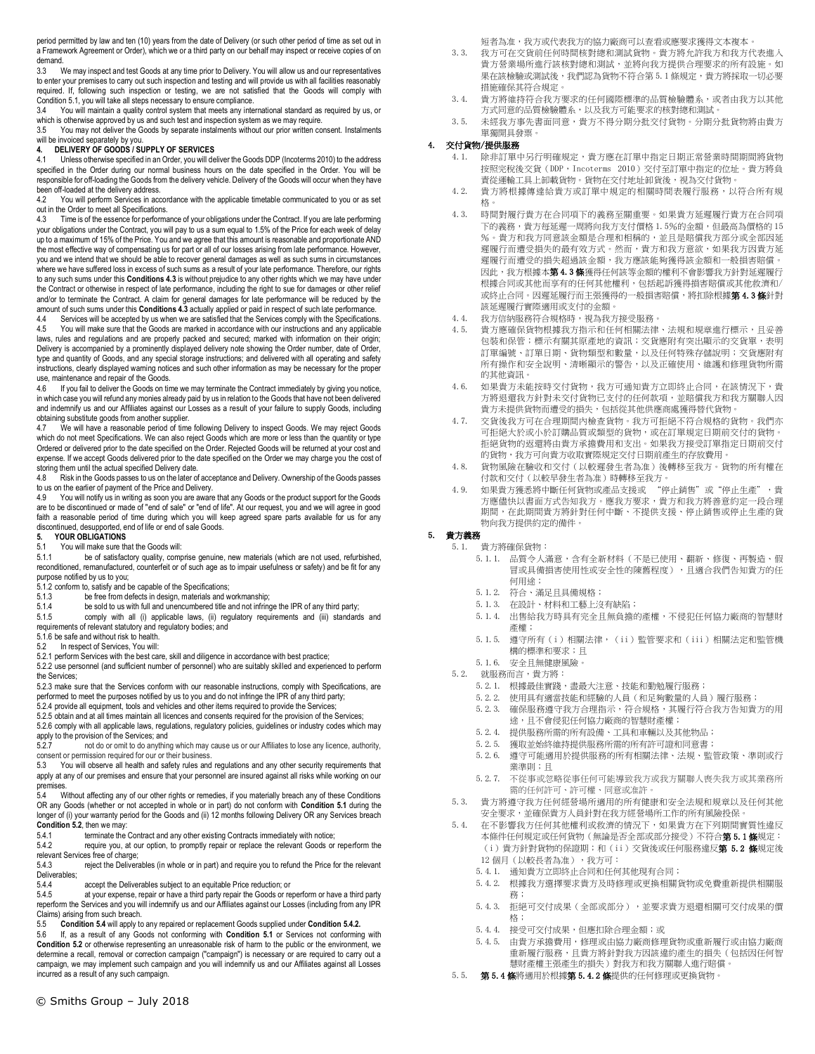period permitted by law and ten (10) years from the date of Delivery (or such other period of time as set out in a Framework Agreement or Order), which we or a third party on our behalf may inspect or receive copies of on demand.

3.3 We may inspect and test Goods at any time prior to Delivery. You will allow us and our representatives to enter your premises to carry out such inspection and testing and will provide us with all facilities reasonably required. If, following such inspection or testing, we are not satisfied that the Goods will comply with Condition 5.1, you will take all steps necessary to ensure compliance.

3.4 You will maintain a quality control system that meets any international standard as required by us, or which is otherwise approved by us and such test and inspection system as we may require.

3.5 You may not deliver the Goods by separate instalments without our prior written consent. Instalments will be invoiced separately by you.

## 4. DELIVERY OF GOODS / SUPPLY OF SERVICES

4.1 Unless otherwise specified in an Order, you will deliver the Goods DDP (Incoterms 2010) to the address specified in the Order during our normal business hours on the date specified in the Order. You will be responsible for off-loading the Goods from the delivery vehicle. Delivery of the Goods will occur when they have been off-loaded at the delivery address.

4.2 You will perform Services in accordance with the applicable timetable communicated to you or as set out in the Order to meet all Specifications.

4.3 Time is of the essence for performance of your obligations under the Contract. If you are late performing your obligations under the Contract, you will pay to us a sum equal to 1.5% of the Price for each week of delay up to a maximum of 15% of the Price. You and we agree that this amount is reasonable and proportionate AND the most effective way of compensating us for part or all of our losses arising from late performance. However, you and we intend that we should be able to recover general damages as well as such sums in circumstances where we have suffered loss in excess of such sums as a result of your late performance. Therefore, our rights to any such sums under this **Conditions 4.3** is without prejudice to any other rights which we may have under the Contract or otherwise in respect of late performance, including the right to sue for damages or other relief and/or to terminate the Contract. A claim for general damages for late performance will be reduced by the amount of such sums under this **Conditions 4.3** actually applied or paid in respect of such late performance.

4.4 Services will be accepted by us when we are satisfied that the Services comply with the Specifications.

4.5 You will make sure that the Goods are marked in accordance with our instructions and any applicable laws, rules and regulations and are properly packed and secured; marked with information on their origin; Delivery is accompanied by a prominently displayed delivery note showing the Order number, date of Order, type and quantity of Goods, and any special storage instructions; and delivered with all operating and safety instructions, clearly displayed warning notices and such other information as may be necessary for the proper use, maintenance and repair of the Goods.

4.6 If you fail to deliver the Goods on time we may terminate the Contract immediately by giving you notice, in which case you will refund any monies already paid by us in relation to the Goods that have not been delivered and indemnify us and our Affiliates against our Losses as a result of your failure to supply Goods, including obtaining substitute goods from another supplier.

4.7 We will have a reasonable period of time following Delivery to inspect Goods. We may reject Goods which do not meet Specifications. We can also reject Goods which are more or less than the quantity or type Ordered or delivered prior to the date specified on the Order. Rejected Goods will be returned at your cost and expense. If we accept Goods delivered prior to the date specified on the Order we may charge you the cost of storing them until the actual specified Delivery date.

4.8 Risk in the Goods passes to us on the later of acceptance and Delivery. Ownership of the Goods passes to us on the earlier of payment of the Price and Delivery.

4.9 You will notify us in writing as soon you are aware that any Goods or the product support for the Goods are to be discontinued or made of "end of sale" or "end of life". At our request, you and we will agree in good faith a reasonable period of time during which you will keep agreed spare parts available for us for any discontinued, desupported, end of life or end of sale Goods.

## 5. YOUR OBLIGATIONS

5.1 You will make sure that the Goods will:

5.1.1 be of satisfactory quality, comprise genuine, new materials (which are not used, refurbished, reconditioned, remanufactured, counterfeit or of such age as to impair usefulness or safety) and be fit for any purpose notified by us to you;

5.1.2 conform to, satisfy and be capable of the Specifications;

5.1.3 be free from defects in design, materials and workmanship;

5.1.4 be sold to us with full and unencumbered title and not infringe the IPR of any third party;

5.1.5 comply with all (i) applicable laws, (ii) regulatory requirements and (iii) standards and requirements of relevant statutory and regulatory bodies; and

5.1.6 be safe and without risk to health.

5.2 In respect of Services, You will:

5.2.1 perform Services with the best care, skill and diligence in accordance with best practice;

5.2.2 use personnel (and sufficient number of personnel) who are suitably skilled and experienced to perform the Services;

5.2.3 make sure that the Services conform with our reasonable instructions, comply with Specifications, are performed to meet the purposes notified by us to you and do not infringe the IPR of any third party;

5.2.4 provide all equipment, tools and vehicles and other items required to provide the Services;

5.2.5 obtain and at all times maintain all licences and consents required for the provision of the Services;

5.2.6 comply with all applicable laws, regulations, regulatory policies, guidelines or industry codes which may apply to the provision of the Services; and

5.2.7 not do or omit to do anything which may cause us or our Affiliates to lose any licence, authority, consent or permission required for our or their business.

5.3 You will observe all health and safety rules and regulations and any other security requirements that apply at any of our premises and ensure that your personnel are insured against all risks while working on our premises.

5.4 Without affecting any of our other rights or remedies, if you materially breach any of these Conditions OR any Goods (whether or not accepted in whole or in part) do not conform with **Condition 5.1** during the longer of (i) your warranty period for the Goods and (ii) 12 months following Delivery OR any Services breach **Condition 5.2**, then we may:

5.4.1 terminate the Contract and any other existing Contracts immediately with notice;

5.4.2 require you, at our option, to promptly repair or replace the relevant Goods or reperform the relevant Services free of charge;

5.4.3 reject the Deliverables (in whole or in part) and require you to refund the Price for the relevant Deliverables;

5.4.4 accept the Deliverables subject to an equitable Price reduction; or

5.4.5 at your expense, repair or have a third party repair the Goods or reperform or have a third party reperform the Services and you will indemnify us and our Affiliates against our Losses (including from any IPR Claims) arising from such breach.

5.5 **Condition 5.4** will apply to any repaired or replacement Goods supplied under **Condition 5.4.2.**

5.6 If, as a result of any Goods not conforming with **Condition 5.1** or Services not conforming with **Condition 5.2** or otherwise representing an unreasonable risk of harm to the public or the environment, we determine a recall, removal or correction campaign ("campaign") is necessary or are required to carry out a campaign, we may implement such campaign and you will indemnify us and our Affiliates against all Losses incurred as a result of any such campaign.

短者為準，我方或代表我方的協力廠商可以查看或應要求獲得文本複本。

3.3. 我方可在交貨前任何時間核對總和測試貨物。貴方將允許我方和我方代表進入貴方營業場所進行該核對總和測試，並將向我方提供合理要求的所有設施。如果在該檢驗或測試後，我們認為貨物不符合第 5.1 條規定，貴方將採取一切必要措施確保其符合規定。

3.4. 貴方將維持符合我方要求的任何國際標準的品質檢驗體系，或者由我方以其他方式同意的品質檢驗體系，以及我方可能要求的核對總和測試。

3.5. 未經我方事先書面同意，貴方不得分期分批交付貨物。分期分批貨物將由貴方單獨開具發票。

## 4. 交付貨物/提供服務

4.1. 除非訂單中另行明確規定，貴方應在訂單中指定日期正常營業時間期間將貨物按照完稅後交貨（DDP，Incoterms 2010）交付至訂單中指定的位址。貴方將負責從運輸工具上卸載貨物。貨物在交付地址卸貨後，視為交付貨物。

4.2. 貴方將根據傳達給貴方或訂單中規定的相關時間表履行服務，以符合所有規格。

4.3. 時間對履行貴方在合同項下的義務至關重要。如果貴方延遲履行貴方在合同項下的義務，貴方每延遲一周將向我方支付價格 1.5%的金額，但最高為價格的 15%。貴方和我方同意該金額是合理和相稱的，並且是賠償我方部分或全部因延遲履行而遭受損失的最有效方式。然而，貴方和我方意欲，如果我方因貴方延遲履行而遭受的損失超過該金額，我方應該能夠獲得該金額和一般損害賠償。因此，我方根據本**第 4.3 條**獲得任何該等金額的權利不會影響我方針對延遲履行根據合同或其他而享有的任何其他權利，包括起訴獲得損害賠償或其他救濟和/或終止合同。因延遲履行而主張獲得的一般損害賠償，將扣除根據**第 4.3 條**針對該延遲履行實際適用或支付的金額。

4.4. 我方信納服務符合規格時，視為我方接受服務。

4.5. 貴方應確保貨物根據我方指示和任何相關法律、法規和規章進行標示，且妥善包裝和保管；標示有關其原產地的資訊；交貨應附有突出顯示的交貨單，表明訂單編號、訂單日期、貨物類型和數量，以及任何特殊存儲說明；交貨應附有所有操作和安全說明、清晰顯示的警告，以及正確使用、維護和修理貨物所需的其他資訊。

4.6. 如果貴方未能按時交付貨物，我方可通知貴方立即終止合同，在該情況下，貴方將退還我方針對未交付貨物已支付的任何款項，並賠償我方和我方關聯人因貴方未提供貨物而遭受的損失，包括從其他供應商處獲得替代貨物。

4.7. 交貨後我方可在合理期間內檢查貨物。我方可拒絕不符合規格的貨物。我們亦可拒絕大於或小於訂購品質或類型的貨物，或在訂單規定日期前交付的貨物。拒絕貨物的返還將由貴方承擔費用和支出。如果我方接受訂單指定日期前交付的貨物，我方可向貴方收取實際規定交付日期前產生的存放費用。

4.8. 貨物風險在驗收和交付（以較遲發生者為准）後轉移至我方。貨物的所有權在付款和交付（以較早發生者為准）時轉移至我方。

4.9. 如果貴方獲悉將中斷任何貨物或產品支援或 "停止銷售" 或 "停止生產"，貴方應盡快以書面方式告知我方。應我方要求，貴方和我方將善意約定一段合理期間，在此期間貴方將針對任何中斷、不提供支援、停止銷售或停止生產的貨物向我方提供約定的備件。

## 5. 貴方義務

5.1. 貴方將確保貨物：

5.1.1. 品質令人滿意，含有全新材料（不是已使用、翻新、修復、再製造、假冒或具備損害使用性或安全性的陳舊程度），且適合我們告知貴方的任何用途；

5.1.2. 符合、滿足且具備規格；

5.1.3. 在設計、材料和工藝上沒有缺陷；

5.1.4. 出售給我方時具有完全且無負擔的產權，不侵犯任何協力廠商的智慧財產權；

5.1.5. 遵守所有（i）相關法律，（ii）監管要求和（iii）相關法定和監管機構的標準和要求；且

5.1.6. 安全且無健康風險。

5.2. 就服務而言，貴方將：

5.2.1. 根據最佳實踐，盡最大注意、技能和勤勉履行服務；

5.2.2. 使用具有適當技能和經驗的人員（和足夠數量的人員）履行服務；

5.2.3. 確保服務遵守我方合理指示，符合規格，其履行符合我方告知貴方的用途，且不會侵犯任何協力廠商的智慧財產權；

5.2.4. 提供服務所需的所有設備、工具和車輛以及其他物品；

5.2.5. 獲取並始終維持提供服務所需的所有許可證和同意書；

5.2.6. 遵守可能適用於提供服務的所有相關法律、法規、監管政策、準則或行業準則；且

5.2.7. 不從事或忽略從事任何可能導致我方或我方關聯人喪失我方或其業務所需的任何許可、許可權、同意或准許。

5.3. 貴方將遵守我方任何經營場所適用的所有健康和安全法規和規章以及任何其他安全要求，並確保貴方人員針對在我方經營場所工作的所有風險投保。

5.4. 在不影響我方任何其他權利或救濟的情況下，如果貴方在下列期間實質性違反本條件任何規定或任何貨物（無論是否全部或部分接受）不符合**第 5.1 條**規定；（i）貴方針對貨物的保證期；和（ii）交貨後或任何服務違反**第 5.2 條**規定後 12 個月（以較長者為准），我方可：

5.4.1. 通知貴方立即終止合同和任何其他現有合同；

5.4.2. 根據我方選擇要求貴方及時修理或更換相關貨物或免費重新提供相關服務；

5.4.3. 拒絕可交付成果（全部或部分），並要求貴方退還相關可交付成果的價格；

5.4.4. 接受可交付成果，但應扣除合理金額；或

5.4.5. 由貴方承擔費用，修理或由協力廠商修理貨物或重新履行或由協力廠商重新履行服務，且貴方將針對我方因該違約產生的損失（包括因任何智慧財產權主張產生的損失）對我方和我方關聯人進行賠償。

5.5. **第 5.4 條**將適用於根據**第 5.4.2 條**提供的任何修理或更換貨物。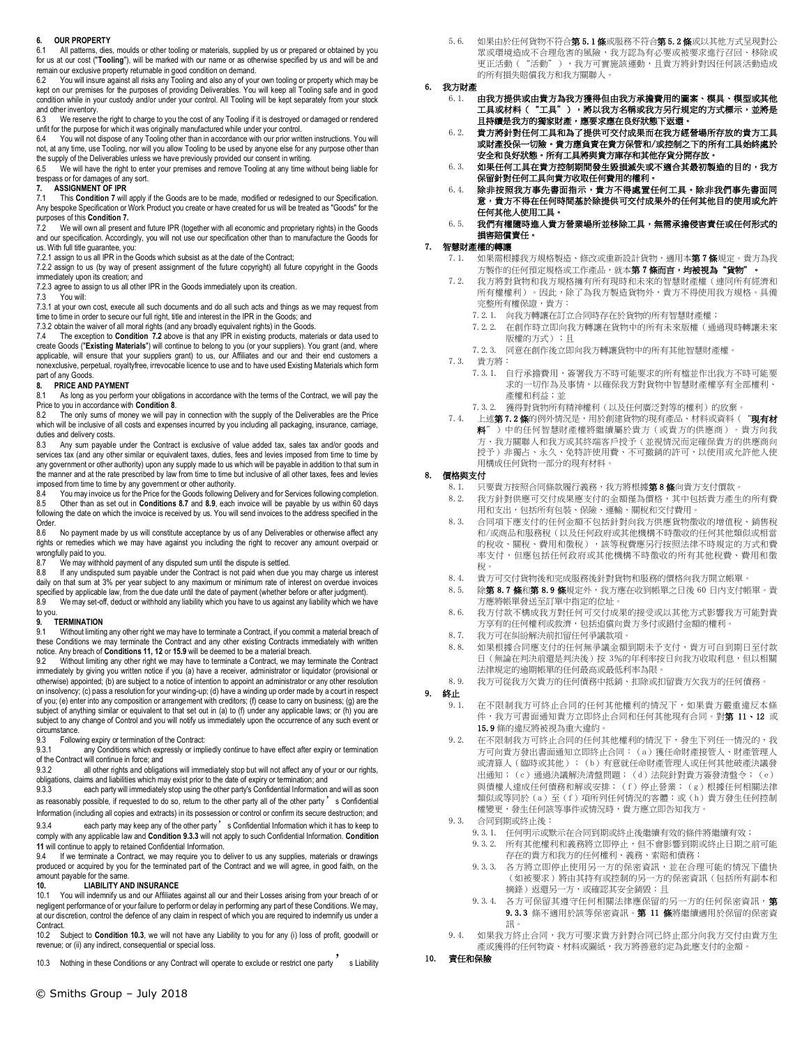## 6. OUR PROPERTY

6.1 All patterns, dies, moulds or other tooling or materials, supplied by us or prepared or obtained by you for us at our cost ("**Tooling**"), will be marked with our name or as otherwise specified by us and will be and remain our exclusive property returnable in good condition on demand.

6.2 You will insure against all risks any Tooling and also any of your own tooling or property which may be kept on our premises for the purposes of providing Deliverables. You will keep all Tooling safe and in good condition while in your custody and/or under your control. All Tooling will be kept separately from your stock and other inventory.

6.3 We reserve the right to charge to you the cost of any Tooling if it is destroyed or damaged or rendered unfit for the purpose for which it was originally manufactured while under your control.

6.4 You will not dispose of any Tooling other than in accordance with our prior written instructions. You will not, at any time, use Tooling, nor will you allow Tooling to be used by anyone else for any purpose other than the supply of the Deliverables unless we have previously provided our consent in writing.

6.5 We will have the right to enter your premises and remove Tooling at any time without being liable for trespass or for damages of any sort.

## 7. ASSIGNMENT OF IPR

7.1 This **Condition 7** will apply if the Goods are to be made, modified or redesigned to our Specification. Any bespoke Specification or Work Product you create or have created for us will be treated as "Goods" for the purposes of this **Condition 7.**

7.2 We will own all present and future IPR (together with all economic and proprietary rights) in the Goods and our specification. Accordingly, you will not use our specification other than to manufacture the Goods for us. With full title guarantee, you:

7.2.1 assign to us all IPR in the Goods which subsist as at the date of the Contract;

7.2.2 assign to us (by way of present assignment of the future copyright) all future copyright in the Goods immediately upon its creation; and

7.2.3 agree to assign to us all other IPR in the Goods immediately upon its creation.

7.3 You will:

7.3.1 at your own cost, execute all such documents and do all such acts and things as we may request from time to time in order to secure our full right, title and interest in the IPR in the Goods; and

7.3.2 obtain the waiver of all moral rights (and any broadly equivalent rights) in the Goods.

7.4 The exception to **Condition 7.2** above is that any IPR in existing products, materials or data used to create Goods ("**Existing Materials**") will continue to belong to you (or your suppliers). You grant (and, where applicable, will ensure that your suppliers grant) to us, our Affiliates and our and their end customers a nonexclusive, perpetual, royaltyfree, irrevocable licence to use and to have used Existing Materials which form part of any Goods.

## 8. PRICE AND PAYMENT

8.1 As long as you perform your obligations in accordance with the terms of the Contract, we will pay the Price to you in accordance with **Condition 8**.

8.2 The only sums of money we will pay in connection with the supply of the Deliverables are the Price which will be inclusive of all costs and expenses incurred by you including all packaging, insurance, carriage, duties and delivery costs.

8.3 Any sum payable under the Contract is exclusive of value added tax, sales tax and/or goods and services tax (and any other similar or equivalent taxes, duties, fees and levies imposed from time to time by any government or other authority) upon any supply made to us which will be payable in addition to that sum in the manner and at the rate prescribed by law from time to time but inclusive of all other taxes, fees and levies imposed from time to time by any government or other authority.

8.4 You may invoice us for the Price for the Goods following Delivery and for Services following completion.

8.5 Other than as set out in **Conditions 8.7** and **8.9**, each invoice will be payable by us within 60 days following the date on which the invoice is received by us. You will send invoices to the address specified in the Order.

8.6 No payment made by us will constitute acceptance by us of any Deliverables or otherwise affect any rights or remedies which we may have against you including the right to recover any amount overpaid or wrongfully paid to you.

8.7 We may withhold payment of any disputed sum until the dispute is settled.

8.8 If any undisputed sum payable under the Contract is not paid when due you may charge us interest daily on that sum at 3% per year subject to any maximum or minimum rate of interest on overdue invoices specified by applicable law, from the due date until the date of payment (whether before or after judgment).

8.9 We may set-off, deduct or withhold any liability which you have to us against any liability which we have to you.

## 9. TERMINATION

9.1 Without limiting any other right we may have to terminate a Contract, if you commit a material breach of these Conditions we may terminate the Contract and any other existing Contracts immediately with written notice. Any breach of **Conditions 11, 12** or **15.9** will be deemed to be a material breach.

9.2 Without limiting any other right we may have to terminate a Contract, we may terminate the Contract immediately by giving you written notice if you (a) have a receiver, administrator or liquidator (provisional or otherwise) appointed; (b) are subject to a notice of intention to appoint an administrator or any other resolution on insolvency; (c) pass a resolution for your winding-up; (d) have a winding up order made by a court in respect of you; (e) enter into any composition or arrangement with creditors; (f) cease to carry on business; (g) are the subject of anything similar or equivalent to that set out in (a) to (f) under any applicable laws; or (h) you are subject to any change of Control and you will notify us immediately upon the occurrence of any such event or circumstance.

9.3 Following expiry or termination of the Contract:

9.3.1 any Conditions which expressly or impliedly continue to have effect after expiry or termination of the Contract will continue in force; and

9.3.2 all other rights and obligations will immediately stop but will not affect any of your or our rights, obligations, claims and liabilities which may exist prior to the date of expiry or termination; and

9.3.3 each party will immediately stop using the other party's Confidential Information and will as soon as reasonably possible, if requested to do so, return to the other party all of the other party's Confidential Information (including all copies and extracts) in its possession or control or confirm its secure destruction; and

9.3.4 each party may keep any of the other party's Confidential Information which it has to keep to comply with any applicable law and **Condition 9.3.3** will not apply to such Confidential Information. **Condition 11** will continue to apply to retained Confidential Information.

9.4 If we terminate a Contract, we may require you to deliver to us any supplies, materials or drawings produced or acquired by you for the terminated part of the Contract and we will agree, in good faith, on the amount payable for the same.

## 10. LIABILITY AND INSURANCE

10.1 You will indemnify us and our Affiliates against all our and their Losses arising from your breach of or negligent performance of or your failure to perform or delay in performing any part of these Conditions. We may, at our discretion, control the defence of any claim in respect of which you are required to indemnify us under a Contract.

10.2 Subject to **Condition 10.3**, we will not have any Liability to you for any (i) loss of profit, goodwill or revenue; or (ii) any indirect, consequential or special loss.

10.3 Nothing in these Conditions or any Contract will operate to exclude or restrict one party's Liability

5.6. 如果由於任何貨物不符合**第 5.1 條**或服務不符合**第 5.2 條**或以其他方式呈現對公眾或環境造成不合理危害的風險，我方認為有必要或被要求進行召回、移除或更正活動（"活動"），我方可實施該運動，且貴方將針對因任何該活動造成的所有損失賠償我方和我方關聯人。

## 6. 我方財產

6.1. **由我方提供或由貴方為我方獲得但由我方承擔費用的圖案、模具、模型或其他工具或材料（"工具"），將以我方名稱或我方另行規定的方式標示，並將是且持續是我方的獨家財產，應要求應在良好狀態下返還。**

6.2. **貴方將針對任何工具和為了提供可交付成果而在我方經營場所存放的貴方工具或財產投保一切險。貴方應負責在貴方保管和/或控制之下的所有工具始終處於安全和良好狀態。所有工具將與貴方庫存和其他存貨分開存放。**

6.3. **如果任何工具在貴方控制期間發生毀損滅失或不適合其最初製造的目的，我方保留針對任何工具向貴方收取任何費用的權利。**

6.4. **除非按照我方事先書面指示，貴方不得處置任何工具。除非我們事先書面同意，貴方不得在任何時間基於除提供可交付成果外的任何其他目的使用或允許任何其他人使用工具。**

6.5. **我們有權隨時進入貴方營業場所並移除工具，無需承擔侵害責任或任何形式的損害賠償責任。**

## 7. 智慧財產權的轉讓

7.1. 如果需根據我方規格製造、修改或重新設計貨物，適用本**第 7 條**規定。貴方為我方製作的任何預定規格或工作產品，就本**第 7 條而言，均被視為"貨物"**。

7.2. 我方將對貨物和我方規格擁有所有現時和未來的智慧財產權（連同所有經濟和所有權權利）。因此，除了為我方製造貨物外，貴方不得使用我方規格。具備完整所有權保證，貴方：

7.2.1. 向我方轉讓在訂立合同時存在於貨物的所有智慧財產權；

7.2.2. 在創作時立即向我方轉讓在貨物中的所有未來版權（通過現時轉讓未來版權的方式）；且

7.2.3. 同意在創作後立即向我方轉讓貨物中的所有其他智慧財產權。

7.3. 貴方將：

7.3.1. 自行承擔費用，簽署我方不時可能要求的所有檔並作出我方不時可能要求的一切作為及事情，以確保我方對貨物中智慧財產權享有全部權利、產權和利益；並

7.3.2. 獲得對貨物所有精神權利（以及任何廣泛對等的權利）的放棄。

7.4. 上述**第 7.2 條**的例外情況是，用於創建貨物的現有產品、材料或資料（"**現有材料**"）中的任何智慧財產權將繼續屬於貴方（或貴方的供應商）。貴方向我方、我方關聯人和我方或其終端客戶授予（並視情況而定確保貴方的供應商向我方授予）非獨占、永久、免特許使用費、不可撤銷的許可，以使用或允許他人使用構成任何貨物一部分的現有材料。

## 8. 價格與支付

8.1. 只要貴方按照合同條款履行義務，我方將根據**第 8 條**向貴方支付價款。

8.2. 我方針對供應可交付成果應支付的金額僅為價格，其中包括貴方產生的所有費用和支出，包括所有包裝、保險、運輸、關稅和交付費用。

8.3. 合同項下應支付的任何金額不包括針對向我方供應貨物徵收的增值稅、銷售稅和/或商品和服務稅（以及任何政府或其他機構不時徵收的任何其他類似或相當的稅收、關稅、費用和徵稅），該等稅費應另行按照法律不時規定的方式和費率支付，但應包括任何政府或其他機構不時徵收的所有其他稅費、費用和徵稅。

8.4. 貴方可交付貨物後和完成服務後針對貨物和服務的價格向我方開立帳單。

8.5. 除**第 8.7 條**和**第 8.9 條**規定外，我方應在收到帳單之日後 60 日內支付帳單。貴方應將帳單發送至訂單中指定的位址。

8.6. 我方付款不構成我方對任何可交付成果的接受或以其他方式影響我方可能對貴方享有的任何權利或救濟，包括追償向貴方多付或錯付金額的權利。

8.7. 我方可在糾紛解決前扣留任何爭議款項。

8.8. 如果根據合同應支付的任何無爭議金額到期未予支付，貴方可自到期日至付款日（無論在判決前還是判決後）按 3%的年利率按日向我方收取利息，但以相關法律規定的逾期帳單的任何最高或最低利率為限。

8.9. 我方可從我方欠貴方的任何債務中抵銷、扣除或扣留貴方欠我方的任何債務。

## 9. 終止

9.1. 在不限制我方可終止合同的任何其他權利的情況下，如果貴方嚴重違反本條件，我方可書面通知貴方立即終止合同和任何其他現有合同。對**第 11**、**12** 或 **15.9** 條的違反將被視為重大違約。

9.2. 在不限制我方可終止合同的任何其他權利的情況下，發生下列任一情況的，我方可向貴方發出書面通知立即終止合同：（a）獲任命財產接管人、財產管理人或清算人（臨時或其他）；（b）有意就任命財產管理人或任何其他破產決議發出通知；（c）通過決議解決清盤問題；（d）法院針對貴方簽發清盤令；（e）與債權人達成任何債務和解或安排；（f）停止營業；（g）根據任何相關法律類似或等同於（a）至（f）項所列任何情況的客體；或（h）貴方發生任何控制權變更，發生任何該等事件或情況時，貴方應立即告知我方。

9.3. 合同到期或終止後：

9.3.1. 任何明示或默示在合同到期或終止後繼續有效的條件將繼續有效；

9.3.2. 所有其他權利和義務將立即停止，但不會影響到期或終止日期之前可能存在的貴方和我方的任何權利、義務、索賠和債務；

9.3.3. 各方將立即停止使用另一方的保密資訊，並在合理可能的情況下盡快（如被要求）將由其持有或控制的另一方的保密資訊（包括所有副本和摘錄）返還另一方，或確認其安全銷毀；且

9.3.4. 各方可保留其遵守任何相關法律應保留的另一方的任何保密資訊，**第 9.3.3** 條不適用於該等保密資訊。**第 11 條**將繼續適用於保留的保密資訊。

9.4. 如果我方終止合同，我方可要求貴方針對合同已終止部分向我方交付由貴方生產或獲得的任何物資、材料或圖紙，我方將善意約定為此應支付的金額。

## 10. 責任和保險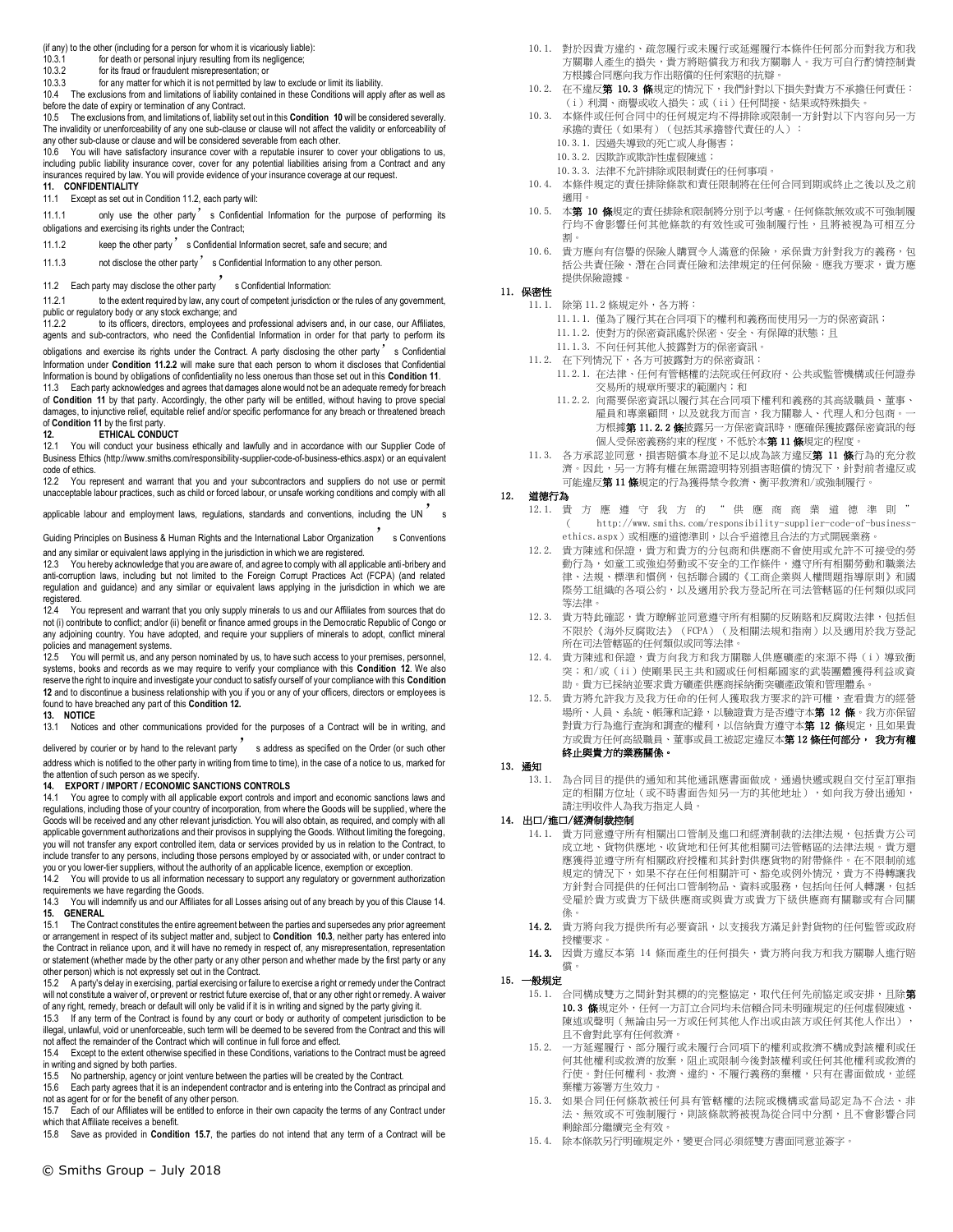(if any) to the other (including for a person for whom it is vicariously liable):

10.3.1 for death or personal injury resulting from its negligence;

10.3.2 for its fraud or fraudulent misrepresentation; or

10.3.3 for any matter for which it is not permitted by law to exclude or limit its liability.

10.4 The exclusions from and limitations of liability contained in these Conditions will apply after as well as before the date of expiry or termination of any Contract.

10.5 The exclusions from, and limitations of, liability set out in this **Condition 10** will be considered severally. The invalidity or unenforceability of any one sub-clause or clause will not affect the validity or enforceability of any other sub-clause or clause and will be considered severable from each other.

10.6 You will have satisfactory insurance cover with a reputable insurer to cover your obligations to us, including public liability insurance cover, cover for any potential liabilities arising from a Contract and any insurances required by law. You will provide evidence of your insurance coverage at our request.

**11. CONFIDENTIALITY**

11.1 Except as set out in Condition 11.2, each party will:

11.1.1 only use the other party's Confidential Information for the purpose of performing its obligations and exercising its rights under the Contract;

11.1.2 keep the other party's Confidential Information secret, safe and secure; and

11.1.3 not disclose the other party's Confidential Information to any other person.

11.2 Each party may disclose the other party's Confidential Information:

11.2.1 to the extent required by law, any court of competent jurisdiction or the rules of any government, public or regulatory body or any stock exchange; and

11.2.2 to its officers, directors, employees and professional advisers and, in our case, our Affiliates, agents and sub-contractors, who need the Confidential Information in order for that party to perform its obligations and exercise its rights under the Contract. A party disclosing the other party's Confidential Information under **Condition 11.2.2** will make sure that each person to whom it discloses that Confidential Information is bound by obligations of confidentiality no less onerous than those set out in this **Condition 11**.

11.3 Each party acknowledges and agrees that damages alone would not be an adequate remedy for breach of **Condition 11** by that party. Accordingly, the other party will be entitled, without having to prove special damages, to injunctive relief, equitable relief and/or specific performance for any breach or threatened breach of **Condition 11** by the first party.

**12. ETHICAL CONDUCT**

12.1 You will conduct your business ethically and lawfully and in accordance with our Supplier Code of Business Ethics (http://www.smiths.com/responsibility-supplier-code-of-business-ethics.aspx) or an equivalent code of ethics.

12.2 You represent and warrant that you and your subcontractors and suppliers do not use or permit unacceptable labour practices, such as child or forced labour, or unsafe working conditions and comply with all applicable labour and employment laws, regulations, standards and conventions, including the UN's Guiding Principles on Business & Human Rights and the International Labor Organization's Conventions and any similar or equivalent laws applying in the jurisdiction in which we are registered.

12.3 You hereby acknowledge that you are aware of, and agree to comply with all applicable anti-bribery and anti-corruption laws, including but not limited to the Foreign Corrupt Practices Act (FCPA) (and related regulation and guidance) and any similar or equivalent laws applying in the jurisdiction in which we are registered.

12.4 You represent and warrant that you only supply minerals to us and our Affiliates from sources that do not (i) contribute to conflict; and/or (ii) benefit or finance armed groups in the Democratic Republic of Congo or any adjoining country. You have adopted, and require your suppliers of minerals to adopt, conflict mineral policies and management systems.

12.5 You will permit us, and any person nominated by us, to have such access to your premises, personnel, systems, books and records as we may require to verify your compliance with this **Condition 12**. We also reserve the right to inquire and investigate your conduct to satisfy ourself of your compliance with this **Condition 12** and to discontinue a business relationship with you if you or any of your officers, directors or employees is found to have breached any part of this **Condition 12.**

**13. NOTICE**

13.1 Notices and other communications provided for the purposes of a Contract will be in writing, and delivered by courier or by hand to the relevant party's address as specified on the Order (or such other address which is notified to the other party in writing from time to time), in the case of a notice to us, marked for the attention of such person as we specify.

**14. EXPORT / IMPORT / ECONOMIC SANCTIONS CONTROLS**

14.1 You agree to comply with all applicable export controls and import and economic sanctions laws and regulations, including those of your country of incorporation, from where the Goods will be supplied, where the Goods will be received and any other relevant jurisdiction. You will also obtain, as required, and comply with all applicable government authorizations and their provisos in supplying the Goods. Without limiting the foregoing, you will not transfer any export controlled item, data or services provided by us in relation to the Contract, to include transfer to any persons, including those persons employed by or associated with, or under contract to you or you lower-tier suppliers, without the authority of an applicable licence, exemption or exception.

14.2 You will provide to us all information necessary to support any regulatory or government authorization requirements we have regarding the Goods.

14.3 You will indemnify us and our Affiliates for all Losses arising out of any breach by you of this Clause 14.

**15. GENERAL**

15.1 The Contract constitutes the entire agreement between the parties and supersedes any prior agreement or arrangement in respect of its subject matter and, subject to **Condition 10.3**, neither party has entered into the Contract in reliance upon, and it will have no remedy in respect of, any misrepresentation, representation or statement (whether made by the other party or any other person and whether made by the first party or any other person) which is not expressly set out in the Contract.

15.2 A party's delay in exercising, partial exercising or failure to exercise a right or remedy under the Contract will not constitute a waiver of, or prevent or restrict future exercise of, that or any other right or remedy. A waiver of any right, remedy, breach or default will only be valid if it is in writing and signed by the party giving it.

15.3 If any term of the Contract is found by any court or body or authority of competent jurisdiction to be illegal, unlawful, void or unenforceable, such term will be deemed to be severed from the Contract and this will not affect the remainder of the Contract which will continue in full force and effect.

15.4 Except to the extent otherwise specified in these Conditions, variations to the Contract must be agreed in writing and signed by both parties.

15.5 No partnership, agency or joint venture between the parties will be created by the Contract.

15.6 Each party agrees that it is an independent contractor and is entering into the Contract as principal and not as agent for or for the benefit of any other person.

15.7 Each of our Affiliates will be entitled to enforce in their own capacity the terms of any Contract under which that Affiliate receives a benefit.

15.8 Save as provided in **Condition 15.7**, the parties do not intend that any term of a Contract will be

10.1. 對於因貴方違約、疏忽履行或未履行或延遲履行本條件任何部分而對我方和我方關聯人產生的損失，貴方將賠償我方和我方關聯人。我方可自行酌情控制貴方根據合同應向我方作出賠償的任何索賠的抗辯。

10.2. 在不違反**第 10.3 條**規定的情況下，我們針對以下損失對貴方不承擔任何責任：（i）利潤、商譽或收入損失；或（ii）任何間接、結果或特殊損失。

10.3. 本條件或任何合同中的任何規定均不得排除或限制一方針對以下內容向另一方承擔的責任（如果有）（包括其承擔替代責任的人）：

10.3.1. 因過失導致的死亡或人身傷害；

10.3.2. 因欺詐或欺詐性虛假陳述；

10.3.3. 法律不允許排除或限制責任的任何事項。

10.4. 本條件規定的責任排除條款和責任限制將在任何合同到期或終止之後以及之前適用。

10.5. 本**第 10 條**規定的責任排除和限制將分別予以考慮。任何條款無效或不可強制履行均不會影響任何其他條款的有效性或可強制履行性，且將被視為可相互分割。

10.6. 貴方應向有信譽的保險人購買令人滿意的保險，承保貴方針對我方的義務，包括公共責任險、潛在合同責任險和法律規定的任何保險。應我方要求，貴方應提供保險證據。

**11. 保密性**

11.1. 除第 11.2 條規定外，各方將：

11.1.1. 僅為了履行其在合同項下的權利和義務而使用另一方的保密資訊；

11.1.2. 使對方的保密資訊處於保密、安全、有保障的狀態；且

11.1.3. 不向任何其他人披露對方的保密資訊。

11.2. 在下列情況下，各方可披露對方的保密資訊：

11.2.1. 在法律、任何有管轄權的法院或任何政府、公共或監管機構或任何證券交易所的規章所要求的範圍內；和

11.2.2. 向需要保密資訊以履行其在合同項下權利和義務的其高級職員、董事、雇員和專業顧問，以及就我方而言，我方關聯人、代理人和分包商。一方根據**第 11.2.2 條**披露另一方保密資訊時，應確保獲披露保密資訊的每個人受保密義務約束的程度，不低於本**第 11 條**規定的程度。

11.3. 各方承認並同意，損害賠償本身並不足以成為該方違反**第 11 條**行為的充分救濟。因此，另一方將有權在無需證明特別損害賠償的情況下，針對前者違反或可能違反**第 11 條**規定的行為獲得禁令救濟、衡平救濟和/或強制履行。

**12. 道德行為**

12.1. 貴方應遵守我方的“供應商商業道德準則”（http://www.smiths.com/responsibility-supplier-code-of-business-ethics.aspx）或相應的道德準則，以合乎道德且合法的方式開展業務。

12.2. 貴方陳述和保證，貴方和貴方的分包商和供應商不會使用或允許不可接受的勞動行為，如童工或強迫勞動或不安全的工作條件，遵守所有相關勞動和職業法律、法規、標準和慣例，包括聯合國的《工商企業與人權問題指導原則》和國際勞工組織的各項公約，以及適用於我方登記所在司法管轄區的任何類似或同等法律。

12.3. 貴方特此確認，貴方瞭解並同意遵守所有相關的反賄賂和反腐敗法律，包括但不限於《海外反腐敗法》（FCPA）（及相關法規和指南）以及適用於我方登記所在司法管轄區的任何類似或同等法律。

12.4. 貴方陳述和保證，貴方向我方和我方關聯人供應礦產的來源不得（i）導致衝突；和/或（ii）使剛果民主共和國或任何相鄰國家的武裝團體獲得利益或資助。貴方已採納並要求貴方礦產供應商採納衝突礦產政策和管理體系。

12.5. 貴方將允許我方及我方任命的任何人獲取我方要求的許可權，查看貴方的經營場所、人員、系統、帳簿和記錄，以驗證貴方是否遵守本**第 12 條**。我方亦保留對貴方行為進行查詢和調查的權利，以信納貴方遵守本**第 12 條**規定，且如果貴方或貴方任何高級職員、董事或員工被認定違反本**第 12 條任何部分， 我方有權終止與貴方的業務關係。**

**13. 通知**

13.1. 為合同目的提供的通知和其他通訊應書面做成，通過快遞或親自交付至訂單指定的相關方位址（或不時書面告知另一方的其他地址），如向我方發出通知，請注明收件人為我方指定人員。

**14. 出口/進口/經濟制裁控制**

14.1. 貴方同意遵守所有相關出口管制及進口和經濟制裁的法律法規，包括貴方公司成立地、貨物供應地、收貨地和任何其他相關司法管轄區的法律法規。貴方還應獲得並遵守所有相關政府授權和其針對供應貨物的附帶條件。在不限制前述規定的情況下，如果不存在任何相關許可、豁免或例外情況，貴方不得轉讓我方針對合同提供的任何出口管制物品、資料或服務，包括向任何人轉讓，包括受雇於貴方或貴方下級供應商或與貴方或貴方下級供應商有關聯或有合同關係。

**14.2.** 貴方將向我方提供所有必要資訊，以支援我方滿足針對貨物的任何監管或政府授權要求。

**14.3.** 因貴方違反本第 14 條而產生的任何損失，貴方將向我方和我方關聯人進行賠償。

**15. 一般規定**

15.1. 合同構成雙方之間針對其標的的完整協定，取代任何先前協定或安排，且除**第 10.3 條**規定外，任何一方訂立合同均未信賴合同未明確規定的任何虛假陳述、陳述或聲明（無論由另一方或任何其他人作出或由該方或任何其他人作出），且不會對此享有任何救濟。

15.2. 一方延遲履行、部分履行或未履行合同項下的權利或救濟不構成對該權利或任何其他權利或救濟的放棄，阻止或限制今後對該權利或任何其他權利或救濟的行使。對任何權利、救濟、違約、不履行義務的棄權，只有在書面做成，並經棄權方簽署方生效力。

15.3. 如果合同任何條款被任何具有管轄權的法院或機構或當局認定為不合法、非法、無效或不可強制履行，則該條款將被視為從合同中分割，且不會影響合同剩餘部分繼續完全有效。

15.4. 除本條款另行明確規定外，變更合同必須經雙方書面同意並簽字。

© Smiths Group – July 2018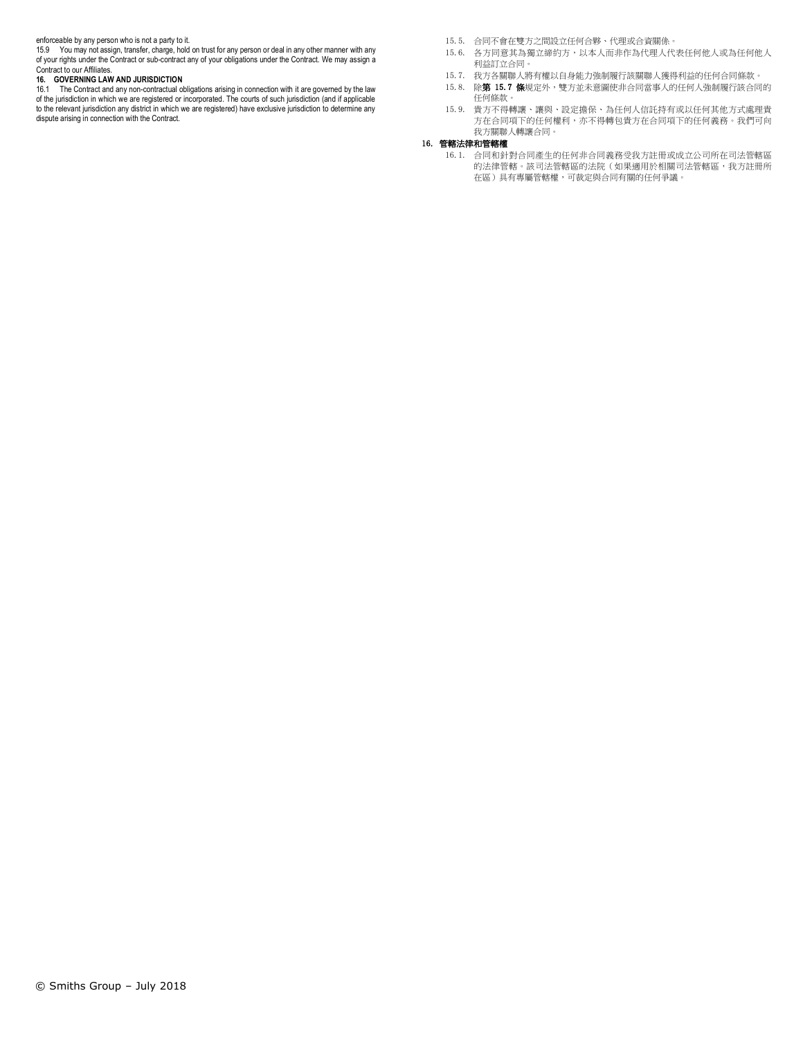enforceable by any person who is not a party to it.

15.9 You may not assign, transfer, charge, hold on trust for any person or deal in any other manner with any of your rights under the Contract or sub-contract any of your obligations under the Contract. We may assign a Contract to our Affiliates.

**16. GOVERNING LAW AND JURISDICTION**

16.1 The Contract and any non-contractual obligations arising in connection with it are governed by the law of the jurisdiction in which we are registered or incorporated. The courts of such jurisdiction (and if applicable to the relevant jurisdiction any district in which we are registered) have exclusive jurisdiction to determine any dispute arising in connection with the Contract.

15.5. 合同不會在雙方之間設立任何合夥、代理或合資關係。

15.6. 各方同意其為獨立締約方，以本人而非作為代理人代表任何他人或為任何他人利益訂立合同。

15.7. 我方各關聯人將有權以自身能力強制履行該關聯人獲得利益的任何合同條款。

15.8. 除**第 15.7 條**規定外，雙方並未意圖使非合同當事人的任何人強制履行該合同的任何條款。

15.9. 貴方不得轉讓、讓與、設定擔保、為任何人信託持有或以任何其他方式處理貴方在合同項下的任何權利，亦不得轉包貴方在合同項下的任何義務。我們可向我方關聯人轉讓合同。

**16. 管轄法律和管轄權**

16.1. 合同和針對合同產生的任何非合同義務受我方註冊或成立公司所在司法管轄區的法律管轄。該司法管轄區的法院（如果適用於相關司法管轄區，我方註冊所在區）具有專屬管轄權，可裁定與合同有關的任何爭議。

© Smiths Group – July 2018